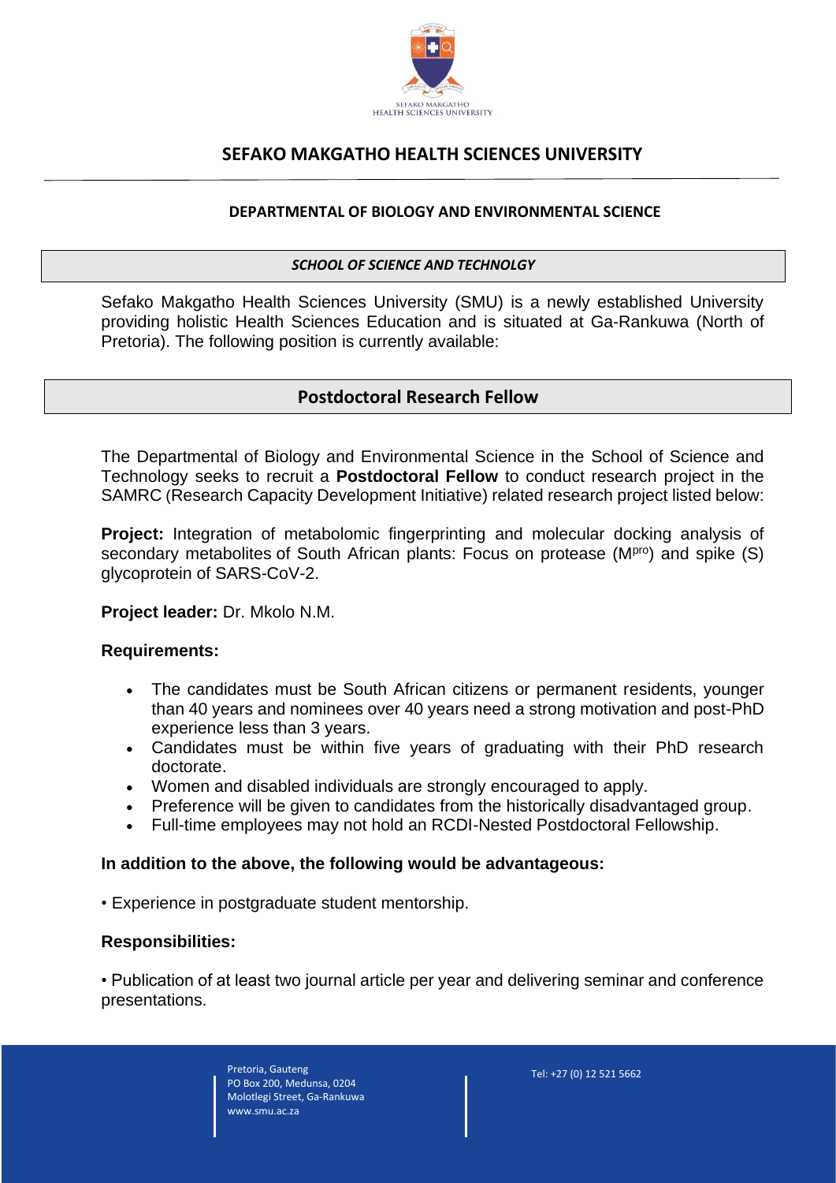SEFAKO MAKGATHO HEALTH SCIENCES UNIVERSITY

# SEFAKO MAKGATHO HEALTH SCIENCES UNIVERSITY

**DEPARTMENTAL OF BIOLOGY AND ENVIRONMENTAL SCIENCE**

***SCHOOL OF SCIENCE AND TECHNOLGY***

Sefako Makgatho Health Sciences University (SMU) is a newly established University providing holistic Health Sciences Education and is situated at Ga-Rankuwa (North of Pretoria). The following position is currently available:

## Postdoctoral Research Fellow

The Departmental of Biology and Environmental Science in the School of Science and Technology seeks to recruit a **Postdoctoral Fellow** to conduct research project in the SAMRC (Research Capacity Development Initiative) related research project listed below:

**Project:** Integration of metabolomic fingerprinting and molecular docking analysis of secondary metabolites of South African plants: Focus on protease ($M^{pro}$) and spike (S) glycoprotein of SARS-CoV-2.

**Project leader:** Dr. Mkolo N.M.

**Requirements:**

- The candidates must be South African citizens or permanent residents, younger than 40 years and nominees over 40 years need a strong motivation and post-PhD experience less than 3 years.
- Candidates must be within five years of graduating with their PhD research doctorate.
- Women and disabled individuals are strongly encouraged to apply.
- Preference will be given to candidates from the historically disadvantaged group.
- Full-time employees may not hold an RCDI-Nested Postdoctoral Fellowship.

**In addition to the above, the following would be advantageous:**

• Experience in postgraduate student mentorship.

**Responsibilities:**

• Publication of at least two journal article per year and delivering seminar and conference presentations.

Pretoria, Gauteng
PO Box 200, Medunsa, 0204
Molotlegi Street, Ga-Rankuwa
www.smu.ac.za

Tel: +27 (0) 12 521 5662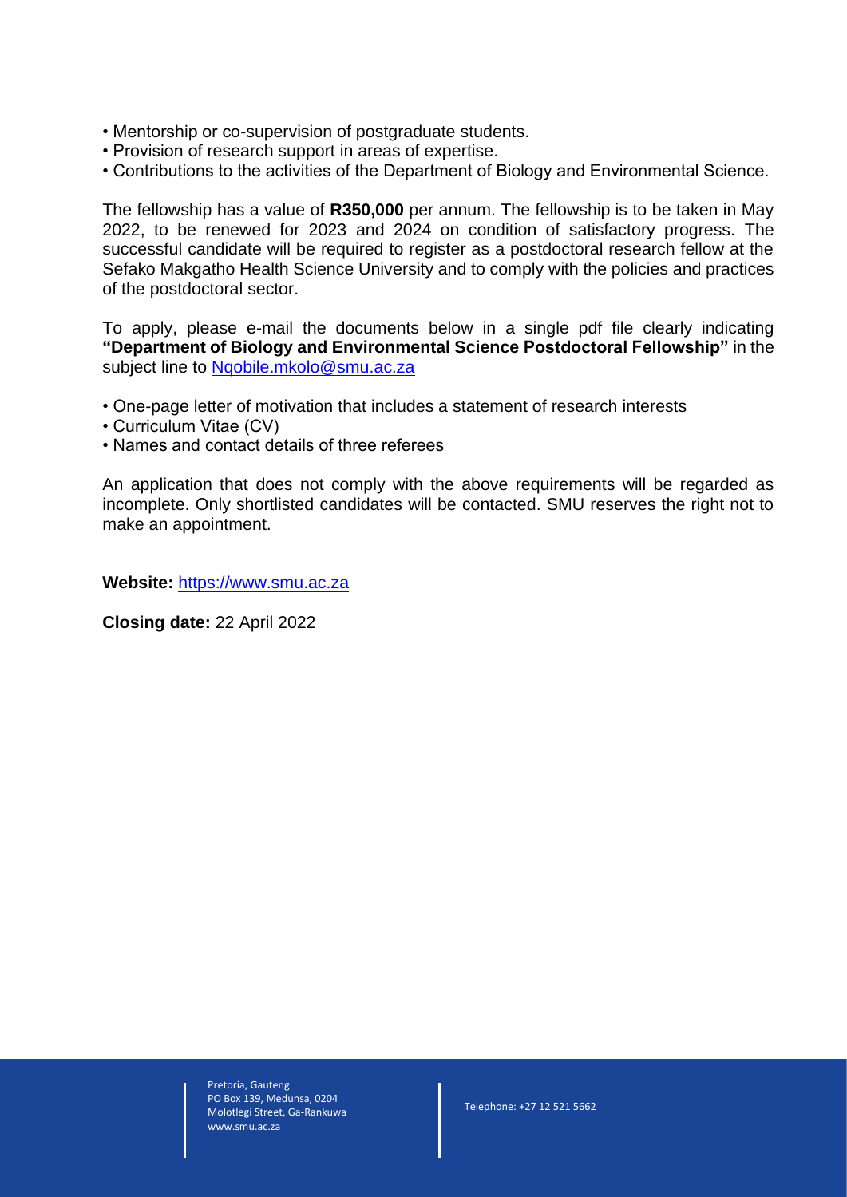- Mentorship or co-supervision of postgraduate students.
- Provision of research support in areas of expertise.
- Contributions to the activities of the Department of Biology and Environmental Science.

The fellowship has a value of **R350,000** per annum. The fellowship is to be taken in May 2022, to be renewed for 2023 and 2024 on condition of satisfactory progress. The successful candidate will be required to register as a postdoctoral research fellow at the Sefako Makgatho Health Science University and to comply with the policies and practices of the postdoctoral sector.

To apply, please e-mail the documents below in a single pdf file clearly indicating **"Department of Biology and Environmental Science Postdoctoral Fellowship"** in the subject line to [Nqobile.mkolo@smu.ac.za](mailto:Nqobile.mkolo@smu.ac.za)

- One-page letter of motivation that includes a statement of research interests
- Curriculum Vitae (CV)
- Names and contact details of three referees

An application that does not comply with the above requirements will be regarded as incomplete. Only shortlisted candidates will be contacted. SMU reserves the right not to make an appointment.

**Website:** [https://www.smu.ac.za](https://www.smu.ac.za)

**Closing date:** 22 April 2022

Pretoria, Gauteng
PO Box 139, Medunsa, 0204
Molotlegi Street, Ga-Rankuwa
www.smu.ac.za

Telephone: +27 12 521 5662